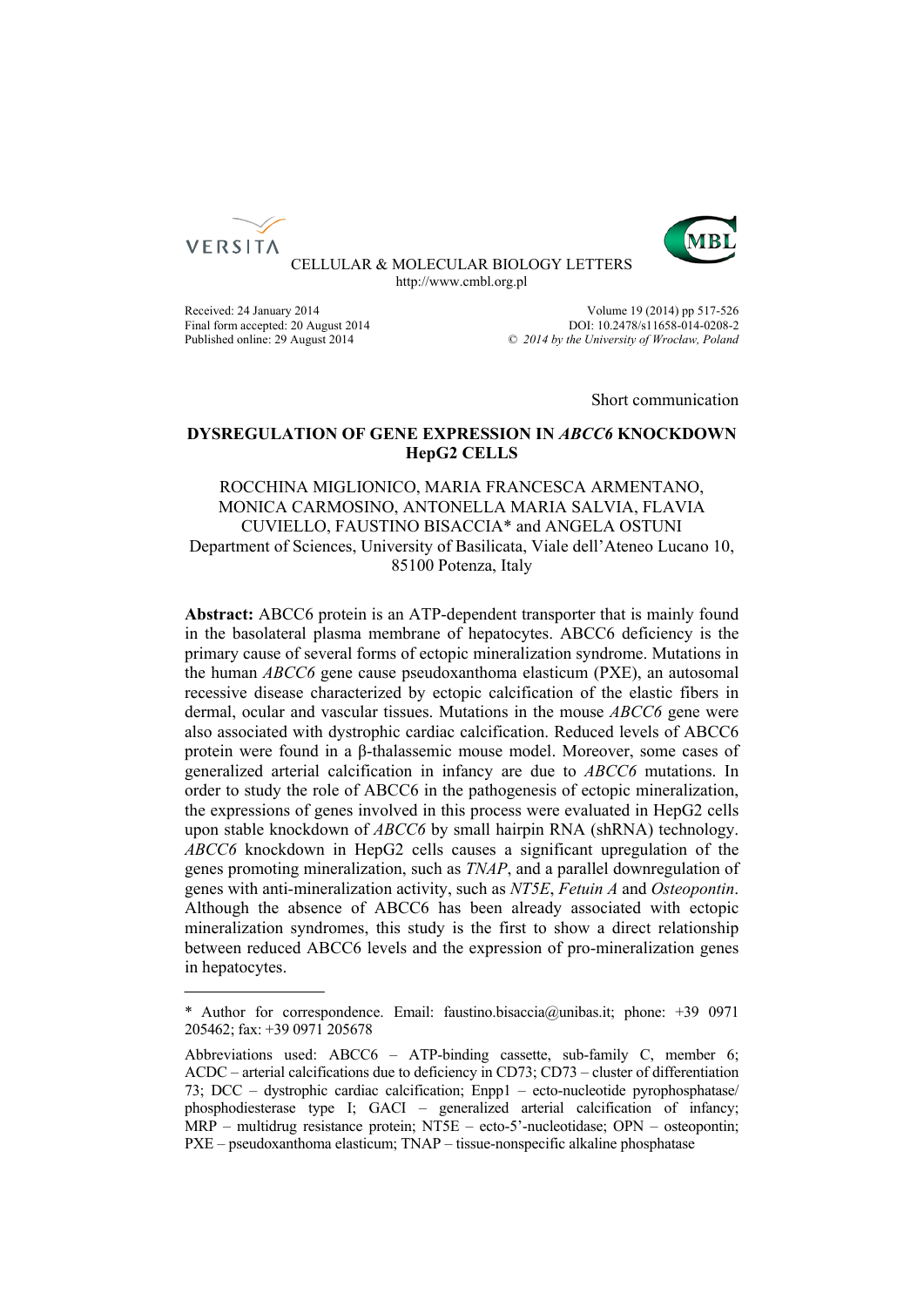CELLULAR & MOLECULAR BIOLOGY LETTERS
http://www.cmbl.org.pl

Received: 24 January 2014
Final form accepted: 20 August 2014
Published online: 29 August 2014

Volume 19 (2014) pp 517-526
DOI: 10.2478/s11658-014-0208-2
*© 2014 by the University of Wrocław, Poland*

Short communication

# DYSREGULATION OF GENE EXPRESSION IN *ABCC6* KNOCKDOWN HepG2 CELLS

ROCCHINA MIGLIONICO, MARIA FRANCESCA ARMENTANO, MONICA CARMOSINO, ANTONELLA MARIA SALVIA, FLAVIA CUVIELLO, FAUSTINO BISACCIA* and ANGELA OSTUNI
Department of Sciences, University of Basilicata, Viale dell'Ateneo Lucano 10, 85100 Potenza, Italy

**Abstract:** ABCC6 protein is an ATP-dependent transporter that is mainly found in the basolateral plasma membrane of hepatocytes. ABCC6 deficiency is the primary cause of several forms of ectopic mineralization syndrome. Mutations in the human *ABCC6* gene cause pseudoxanthoma elasticum (PXE), an autosomal recessive disease characterized by ectopic calcification of the elastic fibers in dermal, ocular and vascular tissues. Mutations in the mouse *ABCC6* gene were also associated with dystrophic cardiac calcification. Reduced levels of ABCC6 protein were found in a β-thalassemic mouse model. Moreover, some cases of generalized arterial calcification in infancy are due to *ABCC6* mutations. In order to study the role of ABCC6 in the pathogenesis of ectopic mineralization, the expressions of genes involved in this process were evaluated in HepG2 cells upon stable knockdown of *ABCC6* by small hairpin RNA (shRNA) technology. *ABCC6* knockdown in HepG2 cells causes a significant upregulation of the genes promoting mineralization, such as *TNAP*, and a parallel downregulation of genes with anti-mineralization activity, such as *NT5E*, *Fetuin A* and *Osteopontin*. Although the absence of ABCC6 has been already associated with ectopic mineralization syndromes, this study is the first to show a direct relationship between reduced ABCC6 levels and the expression of pro-mineralization genes in hepatocytes.

---

\* Author for correspondence. Email: faustino.bisaccia@unibas.it; phone: +39 0971 205462; fax: +39 0971 205678

Abbreviations used: ABCC6 – ATP-binding cassette, sub-family C, member 6; ACDC – arterial calcifications due to deficiency in CD73; CD73 – cluster of differentiation 73; DCC – dystrophic cardiac calcification; Enpp1 – ecto-nucleotide pyrophosphatase/ phosphodiesterase type I; GACI – generalized arterial calcification of infancy; MRP – multidrug resistance protein; NT5E – ecto-5'-nucleotidase; OPN – osteopontin; PXE – pseudoxanthoma elasticum; TNAP – tissue-nonspecific alkaline phosphatase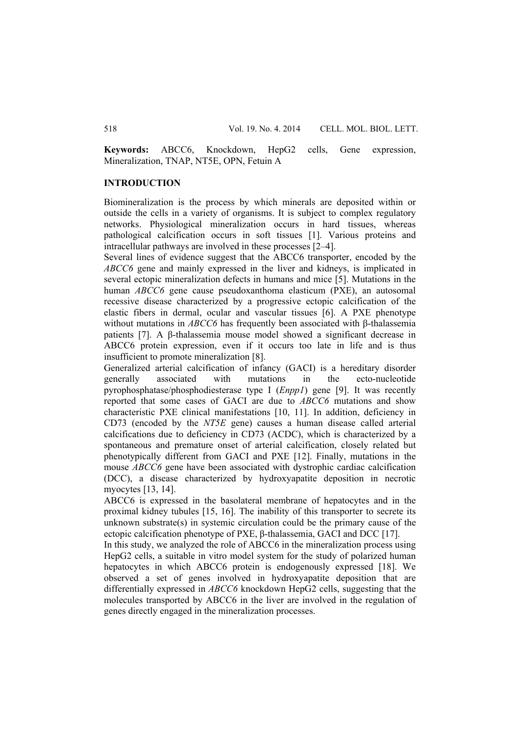**Keywords:** ABCC6, Knockdown, HepG2 cells, Gene expression, Mineralization, TNAP, NT5E, OPN, Fetuin A

## INTRODUCTION

Biomineralization is the process by which minerals are deposited within or outside the cells in a variety of organisms. It is subject to complex regulatory networks. Physiological mineralization occurs in hard tissues, whereas pathological calcification occurs in soft tissues [1]. Various proteins and intracellular pathways are involved in these processes [2–4].

Several lines of evidence suggest that the ABCC6 transporter, encoded by the *ABCC6* gene and mainly expressed in the liver and kidneys, is implicated in several ectopic mineralization defects in humans and mice [5]. Mutations in the human *ABCC6* gene cause pseudoxanthoma elasticum (PXE), an autosomal recessive disease characterized by a progressive ectopic calcification of the elastic fibers in dermal, ocular and vascular tissues [6]. A PXE phenotype without mutations in *ABCC6* has frequently been associated with β-thalassemia patients [7]. A β-thalassemia mouse model showed a significant decrease in ABCC6 protein expression, even if it occurs too late in life and is thus insufficient to promote mineralization [8].

Generalized arterial calcification of infancy (GACI) is a hereditary disorder generally associated with mutations in the ecto-nucleotide pyrophosphatase/phosphodiesterase type I (*Enpp1*) gene [9]. It was recently reported that some cases of GACI are due to *ABCC6* mutations and show characteristic PXE clinical manifestations [10, 11]. In addition, deficiency in CD73 (encoded by the *NT5E* gene) causes a human disease called arterial calcifications due to deficiency in CD73 (ACDC), which is characterized by a spontaneous and premature onset of arterial calcification, closely related but phenotypically different from GACI and PXE [12]. Finally, mutations in the mouse *ABCC6* gene have been associated with dystrophic cardiac calcification (DCC), a disease characterized by hydroxyapatite deposition in necrotic myocytes [13, 14].

ABCC6 is expressed in the basolateral membrane of hepatocytes and in the proximal kidney tubules [15, 16]. The inability of this transporter to secrete its unknown substrate(s) in systemic circulation could be the primary cause of the ectopic calcification phenotype of PXE, β-thalassemia, GACI and DCC [17].

In this study, we analyzed the role of ABCC6 in the mineralization process using HepG2 cells, a suitable in vitro model system for the study of polarized human hepatocytes in which ABCC6 protein is endogenously expressed [18]. We observed a set of genes involved in hydroxyapatite deposition that are differentially expressed in *ABCC6* knockdown HepG2 cells, suggesting that the molecules transported by ABCC6 in the liver are involved in the regulation of genes directly engaged in the mineralization processes.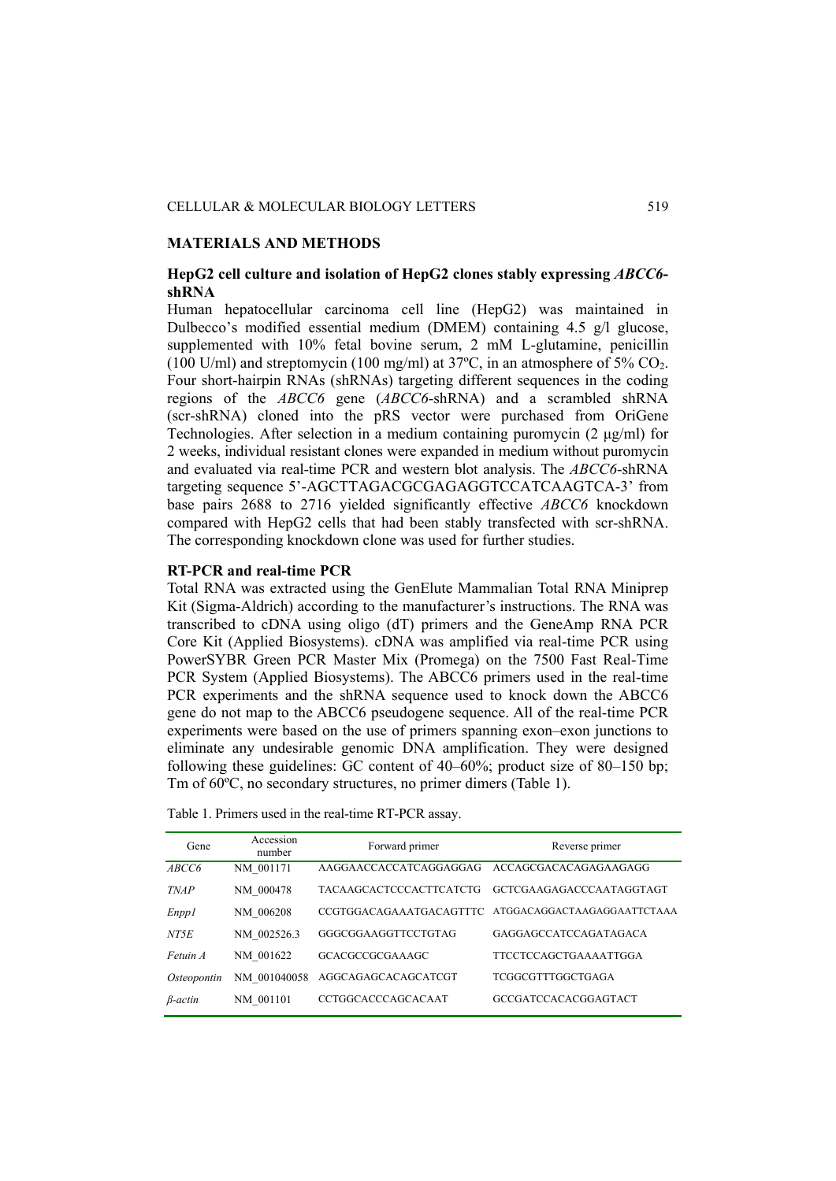## MATERIALS AND METHODS

### HepG2 cell culture and isolation of HepG2 clones stably expressing *ABCC6*-shRNA

Human hepatocellular carcinoma cell line (HepG2) was maintained in Dulbecco's modified essential medium (DMEM) containing 4.5 g/l glucose, supplemented with 10% fetal bovine serum, 2 mM L-glutamine, penicillin (100 U/ml) and streptomycin (100 mg/ml) at 37ºC, in an atmosphere of 5% $CO_2$. Four short-hairpin RNAs (shRNAs) targeting different sequences in the coding regions of the *ABCC6* gene (*ABCC6*-shRNA) and a scrambled shRNA (scr-shRNA) cloned into the pRS vector were purchased from OriGene Technologies. After selection in a medium containing puromycin (2 μg/ml) for 2 weeks, individual resistant clones were expanded in medium without puromycin and evaluated via real-time PCR and western blot analysis. The *ABCC6*-shRNA targeting sequence 5'-AGCTTAGACGCGAGAGGTCCATCAAGTCA-3' from base pairs 2688 to 2716 yielded significantly effective *ABCC6* knockdown compared with HepG2 cells that had been stably transfected with scr-shRNA. The corresponding knockdown clone was used for further studies.

### RT-PCR and real-time PCR

Total RNA was extracted using the GenElute Mammalian Total RNA Miniprep Kit (Sigma-Aldrich) according to the manufacturer's instructions. The RNA was transcribed to cDNA using oligo (dT) primers and the GeneAmp RNA PCR Core Kit (Applied Biosystems). cDNA was amplified via real-time PCR using PowerSYBR Green PCR Master Mix (Promega) on the 7500 Fast Real-Time PCR System (Applied Biosystems). The ABCC6 primers used in the real-time PCR experiments and the shRNA sequence used to knock down the ABCC6 gene do not map to the ABCC6 pseudogene sequence. All of the real-time PCR experiments were based on the use of primers spanning exon–exon junctions to eliminate any undesirable genomic DNA amplification. They were designed following these guidelines: GC content of 40–60%; product size of 80–150 bp; Tm of 60ºC, no secondary structures, no primer dimers (Table 1).

Table 1. Primers used in the real-time RT-PCR assay.

| Gene | Accession number | Forward primer | Reverse primer |
|---|---|---|---|
| *ABCC6* | NM_001171 | AAGGAACCACCATCAGGAGGAG | ACCAGCGACACAGAGAAGAGG |
| *TNAP* | NM_000478 | TACAAGCACTCCCACTTCATCTG | GCTCGAAGAGACCCAATAGGTAGT |
| *Enpp1* | NM_006208 | CCGTGGACAGAAATGACAGTTTC | ATGGACAGGACTAAGAGGAATTCTAAA |
| *NT5E* | NM_002526.3 | GGGCGGAAGGTTCCTGTAG | GAGGAGCCATCCAGATAGACA |
| *Fetuin A* | NM_001622 | GCACGCCGCGAAAGC | TTCCTCCAGCTGAAAATTGGA |
| *Osteopontin* | NM_001040058 | AGGCAGAGCACAGCATCGT | TCGGCGTTTGGCTGAGA |
| *β-actin* | NM_001101 | CCTGGCACCCAGCACAAT | GCCGATCCACACGGAGTACT |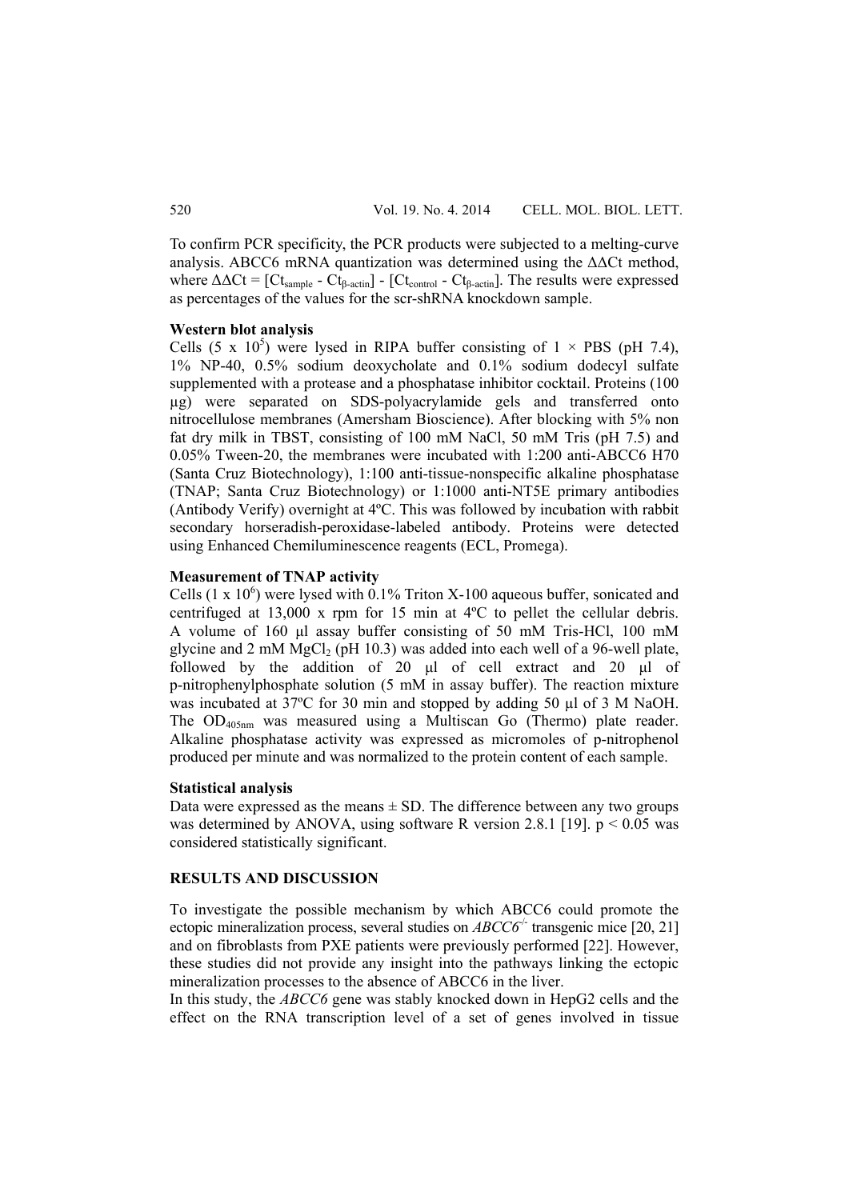To confirm PCR specificity, the PCR products were subjected to a melting-curve analysis. ABCC6 mRNA quantization was determined using the ΔΔCt method, where $\Delta\Delta Ct = [Ct_{sample} - Ct_{\beta\text{-actin}}] - [Ct_{control} - Ct_{\beta\text{-actin}}]$. The results were expressed as percentages of the values for the scr-shRNA knockdown sample.

**Western blot analysis**

Cells ($5 \times 10^5$) were lysed in RIPA buffer consisting of 1 × PBS (pH 7.4), 1% NP-40, 0.5% sodium deoxycholate and 0.1% sodium dodecyl sulfate supplemented with a protease and a phosphatase inhibitor cocktail. Proteins (100 μg) were separated on SDS-polyacrylamide gels and transferred onto nitrocellulose membranes (Amersham Bioscience). After blocking with 5% non fat dry milk in TBST, consisting of 100 mM NaCl, 50 mM Tris (pH 7.5) and 0.05% Tween-20, the membranes were incubated with 1:200 anti-ABCC6 H70 (Santa Cruz Biotechnology), 1:100 anti-tissue-nonspecific alkaline phosphatase (TNAP; Santa Cruz Biotechnology) or 1:1000 anti-NT5E primary antibodies (Antibody Verify) overnight at 4ºC. This was followed by incubation with rabbit secondary horseradish-peroxidase-labeled antibody. Proteins were detected using Enhanced Chemiluminescence reagents (ECL, Promega).

**Measurement of TNAP activity**

Cells ($1 \times 10^6$) were lysed with 0.1% Triton X-100 aqueous buffer, sonicated and centrifuged at 13,000 x rpm for 15 min at 4ºC to pellet the cellular debris. A volume of 160 μl assay buffer consisting of 50 mM Tris-HCl, 100 mM glycine and 2 mM $MgCl_2$ (pH 10.3) was added into each well of a 96-well plate, followed by the addition of 20 μl of cell extract and 20 μl of p-nitrophenylphosphate solution (5 mM in assay buffer). The reaction mixture was incubated at 37ºC for 30 min and stopped by adding 50 μl of 3 M NaOH. The $OD_{405nm}$ was measured using a Multiscan Go (Thermo) plate reader. Alkaline phosphatase activity was expressed as micromoles of p-nitrophenol produced per minute and was normalized to the protein content of each sample.

**Statistical analysis**

Data were expressed as the means ± SD. The difference between any two groups was determined by ANOVA, using software R version 2.8.1 [19]. $p < 0.05$ was considered statistically significant.

## RESULTS AND DISCUSSION

To investigate the possible mechanism by which ABCC6 could promote the ectopic mineralization process, several studies on *ABCC6*$^{-/-}$ transgenic mice [20, 21] and on fibroblasts from PXE patients were previously performed [22]. However, these studies did not provide any insight into the pathways linking the ectopic mineralization processes to the absence of ABCC6 in the liver.

In this study, the *ABCC6* gene was stably knocked down in HepG2 cells and the effect on the RNA transcription level of a set of genes involved in tissue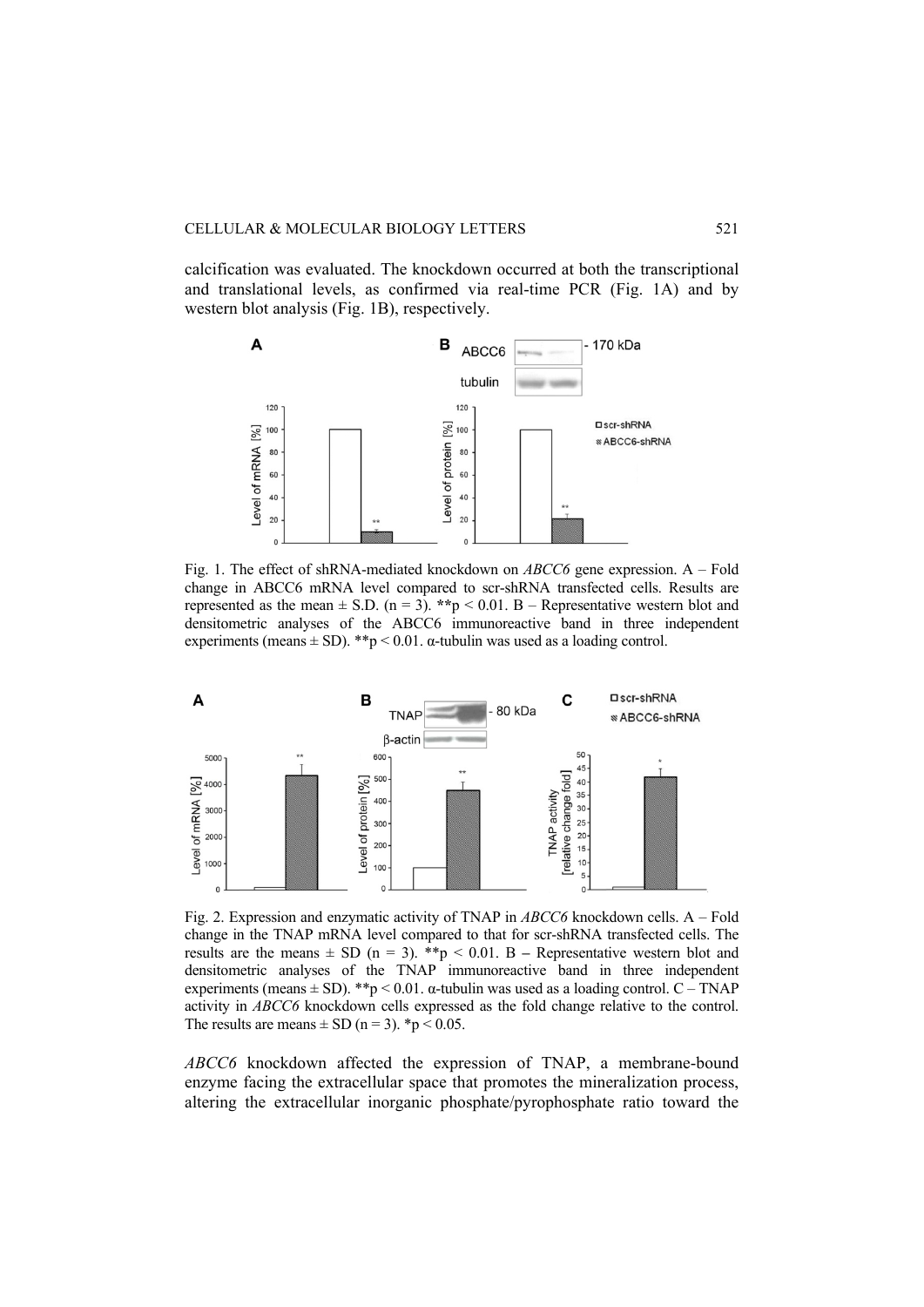calcification was evaluated. The knockdown occurred at both the transcriptional and translational levels, as confirmed via real-time PCR (Fig. 1A) and by western blot analysis (Fig. 1B), respectively.

Fig. 1. The effect of shRNA-mediated knockdown on *ABCC6* gene expression. A – Fold change in ABCC6 mRNA level compared to scr-shRNA transfected cells. Results are represented as the mean ± S.D. ($n = 3$). **$p < 0.01$. B – Representative western blot and densitometric analyses of the ABCC6 immunoreactive band in three independent experiments (means ± SD). **$p < 0.01$. α-tubulin was used as a loading control.

Fig. 2. Expression and enzymatic activity of TNAP in *ABCC6* knockdown cells. A – Fold change in the TNAP mRNA level compared to that for scr-shRNA transfected cells. The results are the means ± SD ($n = 3$). **$p < 0.01$. B – Representative western blot and densitometric analyses of the TNAP immunoreactive band in three independent experiments (means ± SD). **$p < 0.01$. α-tubulin was used as a loading control. C – TNAP activity in *ABCC6* knockdown cells expressed as the fold change relative to the control. The results are means ± SD ($n = 3$). *$p < 0.05$.

*ABCC6* knockdown affected the expression of TNAP, a membrane-bound enzyme facing the extracellular space that promotes the mineralization process, altering the extracellular inorganic phosphate/pyrophosphate ratio toward the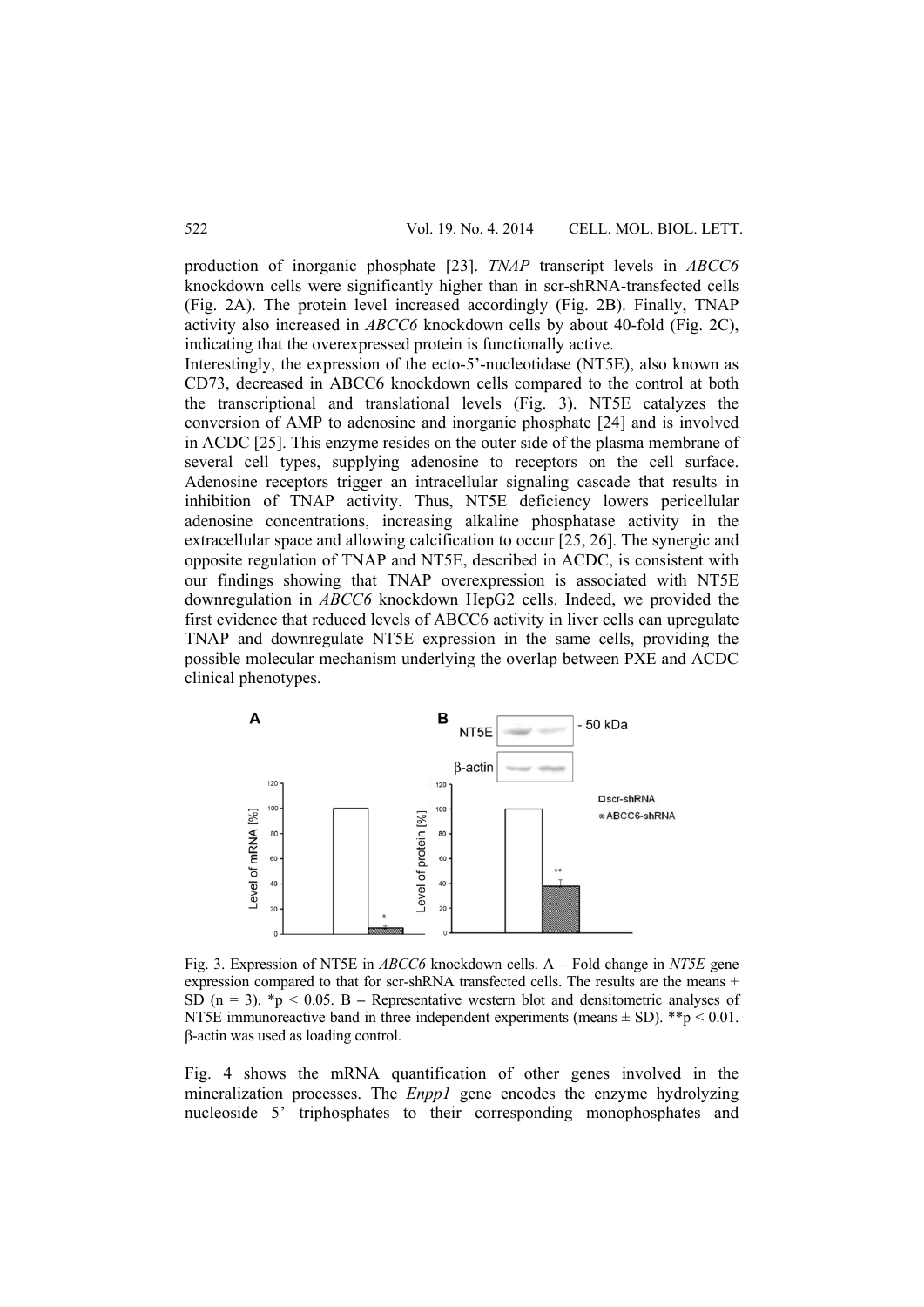production of inorganic phosphate [23]. *TNAP* transcript levels in *ABCC6* knockdown cells were significantly higher than in scr-shRNA-transfected cells (Fig. 2A). The protein level increased accordingly (Fig. 2B). Finally, TNAP activity also increased in *ABCC6* knockdown cells by about 40-fold (Fig. 2C), indicating that the overexpressed protein is functionally active.

Interestingly, the expression of the ecto-5'-nucleotidase (NT5E), also known as CD73, decreased in ABCC6 knockdown cells compared to the control at both the transcriptional and translational levels (Fig. 3). NT5E catalyzes the conversion of AMP to adenosine and inorganic phosphate [24] and is involved in ACDC [25]. This enzyme resides on the outer side of the plasma membrane of several cell types, supplying adenosine to receptors on the cell surface. Adenosine receptors trigger an intracellular signaling cascade that results in inhibition of TNAP activity. Thus, NT5E deficiency lowers pericellular adenosine concentrations, increasing alkaline phosphatase activity in the extracellular space and allowing calcification to occur [25, 26]. The synergic and opposite regulation of TNAP and NT5E, described in ACDC, is consistent with our findings showing that TNAP overexpression is associated with NT5E downregulation in *ABCC6* knockdown HepG2 cells. Indeed, we provided the first evidence that reduced levels of ABCC6 activity in liver cells can upregulate TNAP and downregulate NT5E expression in the same cells, providing the possible molecular mechanism underlying the overlap between PXE and ACDC clinical phenotypes.

Fig. 3. Expression of NT5E in *ABCC6* knockdown cells. A – Fold change in *NT5E* gene expression compared to that for scr-shRNA transfected cells. The results are the means ± SD (n = 3). *$p < 0.05$. B – Representative western blot and densitometric analyses of NT5E immunoreactive band in three independent experiments (means ± SD). **$p < 0.01$. β-actin was used as loading control.

Fig. 4 shows the mRNA quantification of other genes involved in the mineralization processes. The *Enpp1* gene encodes the enzyme hydrolyzing nucleoside 5' triphosphates to their corresponding monophosphates and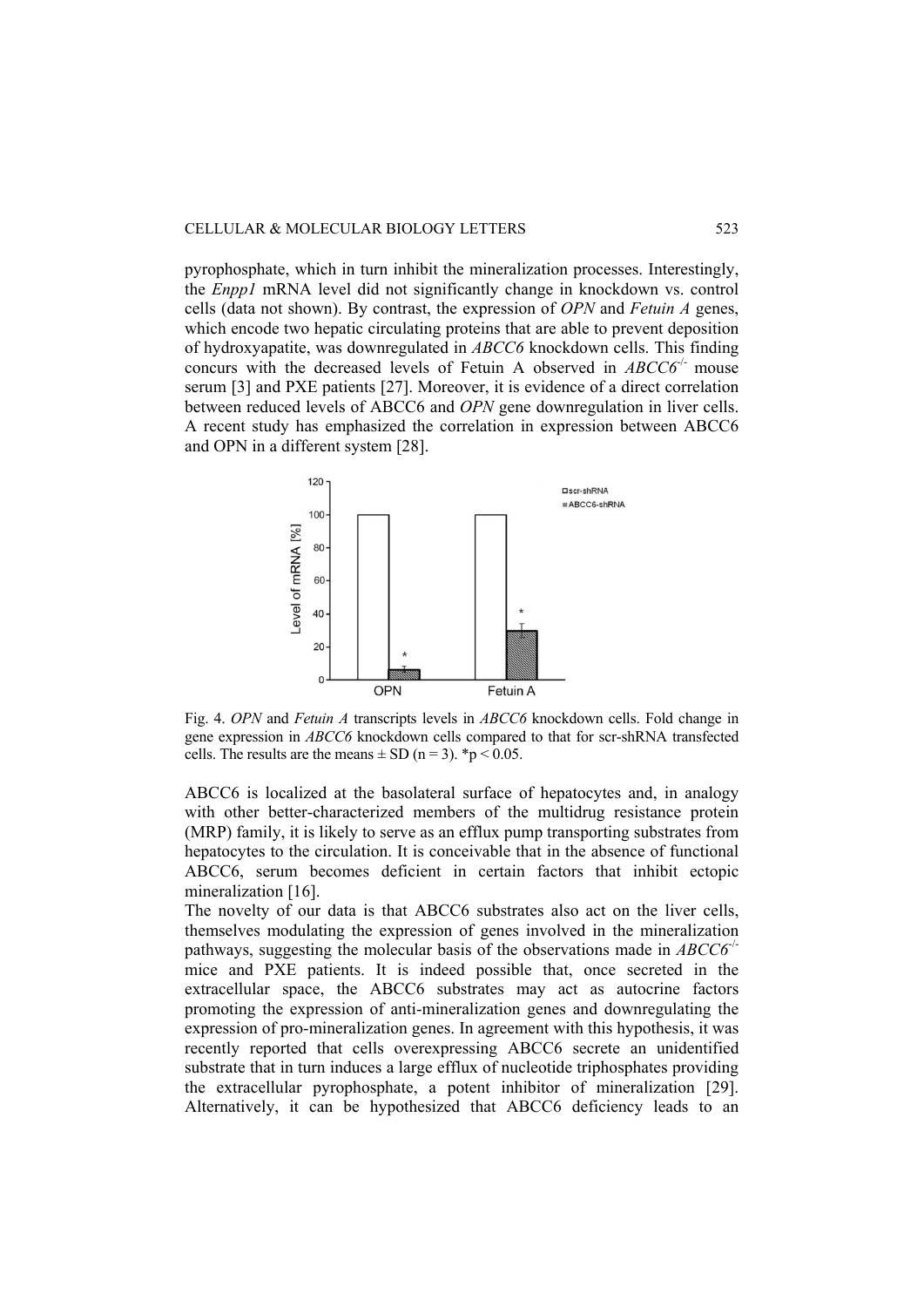pyrophosphate, which in turn inhibit the mineralization processes. Interestingly, the *Enpp1* mRNA level did not significantly change in knockdown vs. control cells (data not shown). By contrast, the expression of *OPN* and *Fetuin A* genes, which encode two hepatic circulating proteins that are able to prevent deposition of hydroxyapatite, was downregulated in *ABCC6* knockdown cells. This finding concurs with the decreased levels of Fetuin A observed in *ABCC6*$^{-/-}$ mouse serum [3] and PXE patients [27]. Moreover, it is evidence of a direct correlation between reduced levels of ABCC6 and *OPN* gene downregulation in liver cells. A recent study has emphasized the correlation in expression between ABCC6 and OPN in a different system [28].

Fig. 4. *OPN* and *Fetuin A* transcripts levels in *ABCC6* knockdown cells. Fold change in gene expression in *ABCC6* knockdown cells compared to that for scr-shRNA transfected cells. The results are the means ± SD (n = 3). *$p < 0.05$.

ABCC6 is localized at the basolateral surface of hepatocytes and, in analogy with other better-characterized members of the multidrug resistance protein (MRP) family, it is likely to serve as an efflux pump transporting substrates from hepatocytes to the circulation. It is conceivable that in the absence of functional ABCC6, serum becomes deficient in certain factors that inhibit ectopic mineralization [16].

The novelty of our data is that ABCC6 substrates also act on the liver cells, themselves modulating the expression of genes involved in the mineralization pathways, suggesting the molecular basis of the observations made in *ABCC6*$^{-/-}$ mice and PXE patients. It is indeed possible that, once secreted in the extracellular space, the ABCC6 substrates may act as autocrine factors promoting the expression of anti-mineralization genes and downregulating the expression of pro-mineralization genes. In agreement with this hypothesis, it was recently reported that cells overexpressing ABCC6 secrete an unidentified substrate that in turn induces a large efflux of nucleotide triphosphates providing the extracellular pyrophosphate, a potent inhibitor of mineralization [29]. Alternatively, it can be hypothesized that ABCC6 deficiency leads to an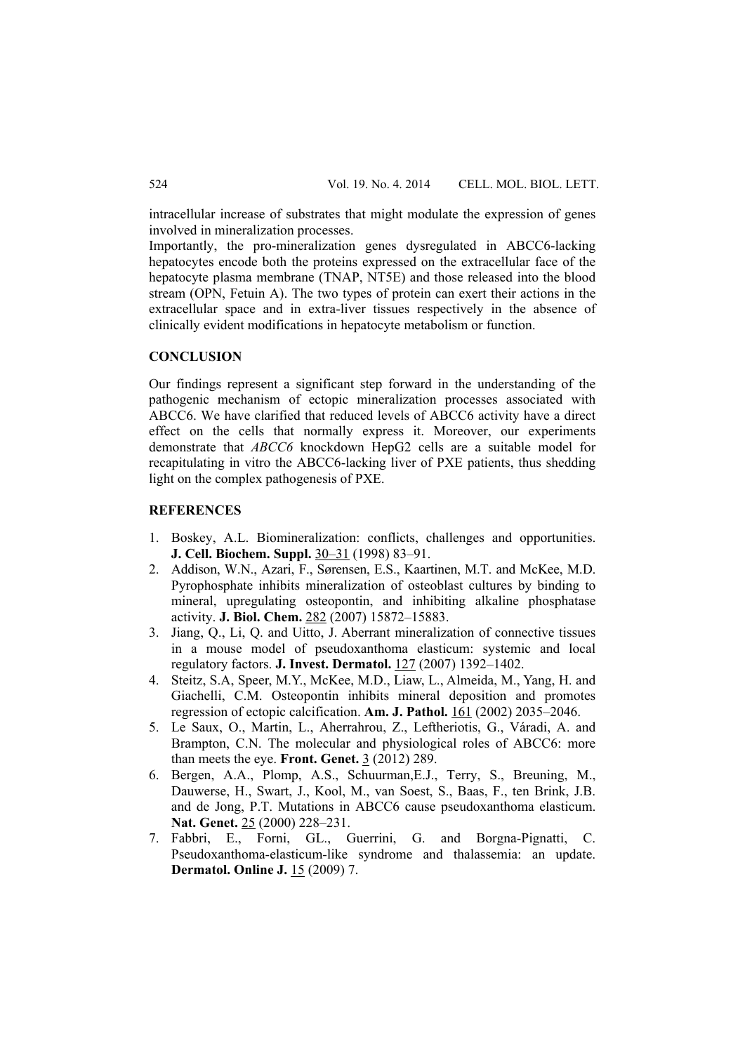intracellular increase of substrates that might modulate the expression of genes involved in mineralization processes.

Importantly, the pro-mineralization genes dysregulated in ABCC6-lacking hepatocytes encode both the proteins expressed on the extracellular face of the hepatocyte plasma membrane (TNAP, NT5E) and those released into the blood stream (OPN, Fetuin A). The two types of protein can exert their actions in the extracellular space and in extra-liver tissues respectively in the absence of clinically evident modifications in hepatocyte metabolism or function.

## CONCLUSION

Our findings represent a significant step forward in the understanding of the pathogenic mechanism of ectopic mineralization processes associated with ABCC6. We have clarified that reduced levels of ABCC6 activity have a direct effect on the cells that normally express it. Moreover, our experiments demonstrate that *ABCC6* knockdown HepG2 cells are a suitable model for recapitulating in vitro the ABCC6-lacking liver of PXE patients, thus shedding light on the complex pathogenesis of PXE.

## REFERENCES

1. Boskey, A.L. Biomineralization: conflicts, challenges and opportunities. **J. Cell. Biochem. Suppl.** 30–31 (1998) 83–91.
2. Addison, W.N., Azari, F., Sørensen, E.S., Kaartinen, M.T. and McKee, M.D. Pyrophosphate inhibits mineralization of osteoblast cultures by binding to mineral, upregulating osteopontin, and inhibiting alkaline phosphatase activity. **J. Biol. Chem.** 282 (2007) 15872–15883.
3. Jiang, Q., Li, Q. and Uitto, J. Aberrant mineralization of connective tissues in a mouse model of pseudoxanthoma elasticum: systemic and local regulatory factors. **J. Invest. Dermatol.** 127 (2007) 1392–1402.
4. Steitz, S.A, Speer, M.Y., McKee, M.D., Liaw, L., Almeida, M., Yang, H. and Giachelli, C.M. Osteopontin inhibits mineral deposition and promotes regression of ectopic calcification. **Am. J. Pathol.** 161 (2002) 2035–2046.
5. Le Saux, O., Martin, L., Aherrahrou, Z., Leftheriotis, G., Váradi, A. and Brampton, C.N. The molecular and physiological roles of ABCC6: more than meets the eye. **Front. Genet.** 3 (2012) 289.
6. Bergen, A.A., Plomp, A.S., Schuurman,E.J., Terry, S., Breuning, M., Dauwerse, H., Swart, J., Kool, M., van Soest, S., Baas, F., ten Brink, J.B. and de Jong, P.T. Mutations in ABCC6 cause pseudoxanthoma elasticum. **Nat. Genet.** 25 (2000) 228–231.
7. Fabbri, E., Forni, GL., Guerrini, G. and Borgna-Pignatti, C. Pseudoxanthoma-elasticum-like syndrome and thalassemia: an update. **Dermatol. Online J.** 15 (2009) 7.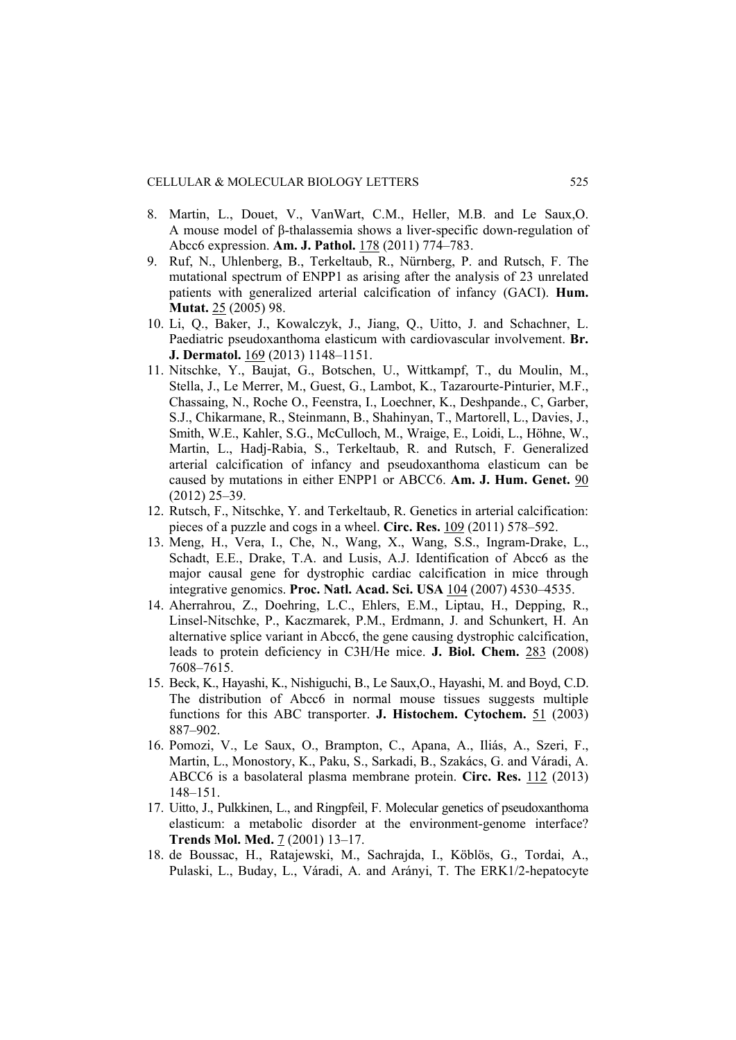8. Martin, L., Douet, V., VanWart, C.M., Heller, M.B. and Le Saux,O. A mouse model of β-thalassemia shows a liver-specific down-regulation of Abcc6 expression. **Am. J. Pathol.** 178 (2011) 774–783.
9. Ruf, N., Uhlenberg, B., Terkeltaub, R., Nürnberg, P. and Rutsch, F. The mutational spectrum of ENPP1 as arising after the analysis of 23 unrelated patients with generalized arterial calcification of infancy (GACI). **Hum. Mutat.** 25 (2005) 98.
10. Li, Q., Baker, J., Kowalczyk, J., Jiang, Q., Uitto, J. and Schachner, L. Paediatric pseudoxanthoma elasticum with cardiovascular involvement. **Br. J. Dermatol.** 169 (2013) 1148–1151.
11. Nitschke, Y., Baujat, G., Botschen, U., Wittkampf, T., du Moulin, M., Stella, J., Le Merrer, M., Guest, G., Lambot, K., Tazarourte-Pinturier, M.F., Chassaing, N., Roche O., Feenstra, I., Loechner, K., Deshpande., C, Garber, S.J., Chikarmane, R., Steinmann, B., Shahinyan, T., Martorell, L., Davies, J., Smith, W.E., Kahler, S.G., McCulloch, M., Wraige, E., Loidi, L., Höhne, W., Martin, L., Hadj-Rabia, S., Terkeltaub, R. and Rutsch, F. Generalized arterial calcification of infancy and pseudoxanthoma elasticum can be caused by mutations in either ENPP1 or ABCC6. **Am. J. Hum. Genet.** 90 (2012) 25–39.
12. Rutsch, F., Nitschke, Y. and Terkeltaub, R. Genetics in arterial calcification: pieces of a puzzle and cogs in a wheel. **Circ. Res.** 109 (2011) 578–592.
13. Meng, H., Vera, I., Che, N., Wang, X., Wang, S.S., Ingram-Drake, L., Schadt, E.E., Drake, T.A. and Lusis, A.J. Identification of Abcc6 as the major causal gene for dystrophic cardiac calcification in mice through integrative genomics. **Proc. Natl. Acad. Sci. USA** 104 (2007) 4530–4535.
14. Aherrahrou, Z., Doehring, L.C., Ehlers, E.M., Liptau, H., Depping, R., Linsel-Nitschke, P., Kaczmarek, P.M., Erdmann, J. and Schunkert, H. An alternative splice variant in Abcc6, the gene causing dystrophic calcification, leads to protein deficiency in C3H/He mice. **J. Biol. Chem.** 283 (2008) 7608–7615.
15. Beck, K., Hayashi, K., Nishiguchi, B., Le Saux,O., Hayashi, M. and Boyd, C.D. The distribution of Abcc6 in normal mouse tissues suggests multiple functions for this ABC transporter. **J. Histochem. Cytochem.** 51 (2003) 887–902.
16. Pomozi, V., Le Saux, O., Brampton, C., Apana, A., Iliás, A., Szeri, F., Martin, L., Monostory, K., Paku, S., Sarkadi, B., Szakács, G. and Váradi, A. ABCC6 is a basolateral plasma membrane protein. **Circ. Res.** 112 (2013) 148–151.
17. Uitto, J., Pulkkinen, L., and Ringpfeil, F. Molecular genetics of pseudoxanthoma elasticum: a metabolic disorder at the environment-genome interface? **Trends Mol. Med.** 7 (2001) 13–17.
18. de Boussac, H., Ratajewski, M., Sachrajda, I., Köblös, G., Tordai, A., Pulaski, L., Buday, L., Váradi, A. and Arányi, T. The ERK1/2-hepatocyte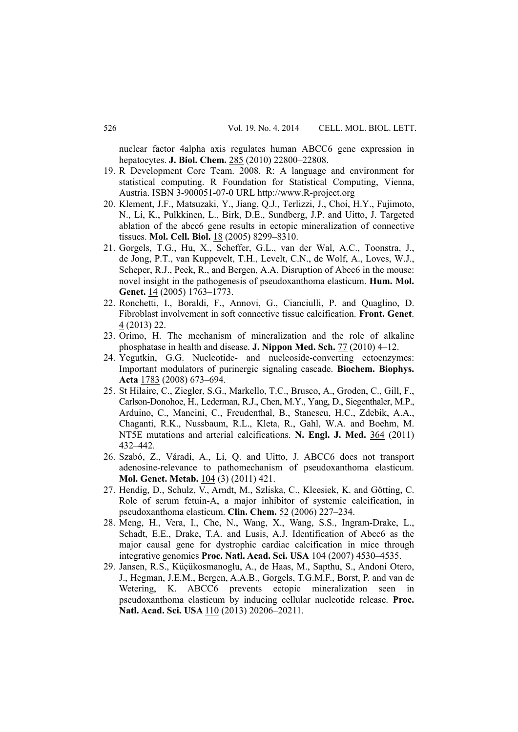nuclear factor 4alpha axis regulates human ABCC6 gene expression in hepatocytes. **J. Biol. Chem.** 285 (2010) 22800–22808.

19. R Development Core Team. 2008. R: A language and environment for statistical computing. R Foundation for Statistical Computing, Vienna, Austria. ISBN 3-900051-07-0 URL http://www.R-project.org
20. Klement, J.F., Matsuzaki, Y., Jiang, Q.J., Terlizzi, J., Choi, H.Y., Fujimoto, N., Li, K., Pulkkinen, L., Birk, D.E., Sundberg, J.P. and Uitto, J. Targeted ablation of the abcc6 gene results in ectopic mineralization of connective tissues. **Mol. Cell. Biol.** 18 (2005) 8299–8310.
21. Gorgels, T.G., Hu, X., Scheffer, G.L., van der Wal, A.C., Toonstra, J., de Jong, P.T., van Kuppevelt, T.H., Levelt, C.N., de Wolf, A., Loves, W.J., Scheper, R.J., Peek, R., and Bergen, A.A. Disruption of Abcc6 in the mouse: novel insight in the pathogenesis of pseudoxanthoma elasticum. **Hum. Mol. Genet.** 14 (2005) 1763–1773.
22. Ronchetti, I., Boraldi, F., Annovi, G., Cianciulli, P. and Quaglino, D. Fibroblast involvement in soft connective tissue calcification. **Front. Genet**. 4 (2013) 22.
23. Orimo, H. The mechanism of mineralization and the role of alkaline phosphatase in health and disease. **J. Nippon Med. Sch.** 77 (2010) 4–12.
24. Yegutkin, G.G. Nucleotide- and nucleoside-converting ectoenzymes: Important modulators of purinergic signaling cascade. **Biochem. Biophys. Acta** 1783 (2008) 673–694.
25. St Hilaire, C., Ziegler, S.G., Markello, T.C., Brusco, A., Groden, C., Gill, F., Carlson-Donohoe, H., Lederman, R.J., Chen, M.Y., Yang, D., Siegenthaler, M.P., Arduino, C., Mancini, C., Freudenthal, B., Stanescu, H.C., Zdebik, A.A., Chaganti, R.K., Nussbaum, R.L., Kleta, R., Gahl, W.A. and Boehm, M. NT5E mutations and arterial calcifications. **N. Engl. J. Med.** 364 (2011) 432–442.
26. Szabó, Z., Váradi, A., Li, Q. and Uitto, J. ABCC6 does not transport adenosine-relevance to pathomechanism of pseudoxanthoma elasticum. **Mol. Genet. Metab.** 104 (3) (2011) 421.
27. Hendig, D., Schulz, V., Arndt, M., Szliska, C., Kleesiek, K. and Götting, C. Role of serum fetuin-A, a major inhibitor of systemic calcification, in pseudoxanthoma elasticum. **Clin. Chem.** 52 (2006) 227–234.
28. Meng, H., Vera, I., Che, N., Wang, X., Wang, S.S., Ingram-Drake, L., Schadt, E.E., Drake, T.A. and Lusis, A.J. Identification of Abcc6 as the major causal gene for dystrophic cardiac calcification in mice through integrative genomics **Proc. Natl. Acad. Sci. USA** 104 (2007) 4530–4535.
29. Jansen, R.S., Küçükosmanoglu, A., de Haas, M., Sapthu, S., Andoni Otero, J., Hegman, J.E.M., Bergen, A.A.B., Gorgels, T.G.M.F., Borst, P. and van de Wetering, K. ABCC6 prevents ectopic mineralization seen in pseudoxanthoma elasticum by inducing cellular nucleotide release. **Proc. Natl. Acad. Sci. USA** 110 (2013) 20206–20211.